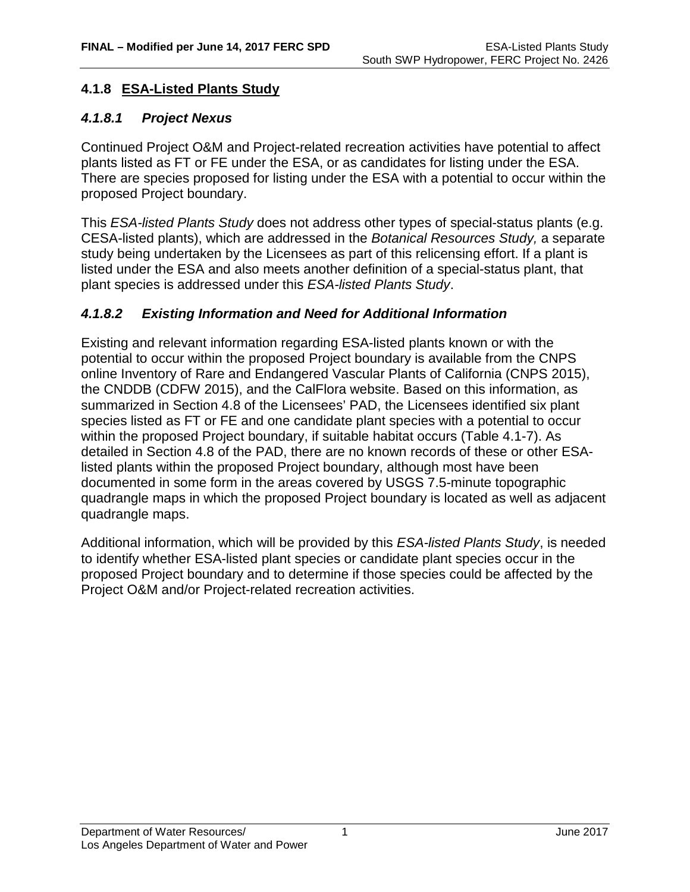## 4.1.8 ESA-Listed Plants Study

### *4.1.8.1 Project Nexus*

Continued Project O&M and Project-related recreation activities have potential to affect plants listed as FT or FE under the ESA, or as candidates for listing under the ESA. There are species proposed for listing under the ESA with a potential to occur within the proposed Project boundary.

This *ESA-listed Plants Study* does not address other types of special-status plants (e.g. CESA-listed plants), which are addressed in the *Botanical Resources Study,* a separate study being undertaken by the Licensees as part of this relicensing effort. If a plant is listed under the ESA and also meets another definition of a special-status plant, that plant species is addressed under this *ESA-listed Plants Study*.

### *4.1.8.2 Existing Information and Need for Additional Information*

Existing and relevant information regarding ESA-listed plants known or with the potential to occur within the proposed Project boundary is available from the CNPS online Inventory of Rare and Endangered Vascular Plants of California (CNPS 2015), the CNDDB (CDFW 2015), and the CalFlora website. Based on this information, as summarized in Section 4.8 of the Licensees' PAD, the Licensees identified six plant species listed as FT or FE and one candidate plant species with a potential to occur within the proposed Project boundary, if suitable habitat occurs (Table 4.1-7). As detailed in Section 4.8 of the PAD, there are no known records of these or other ESA-listed plants within the proposed Project boundary, although most have been documented in some form in the areas covered by USGS 7.5-minute topographic quadrangle maps in which the proposed Project boundary is located as well as adjacent quadrangle maps.

Additional information, which will be provided by this *ESA-listed Plants Study*, is needed to identify whether ESA-listed plant species or candidate plant species occur in the proposed Project boundary and to determine if those species could be affected by the Project O&M and/or Project-related recreation activities.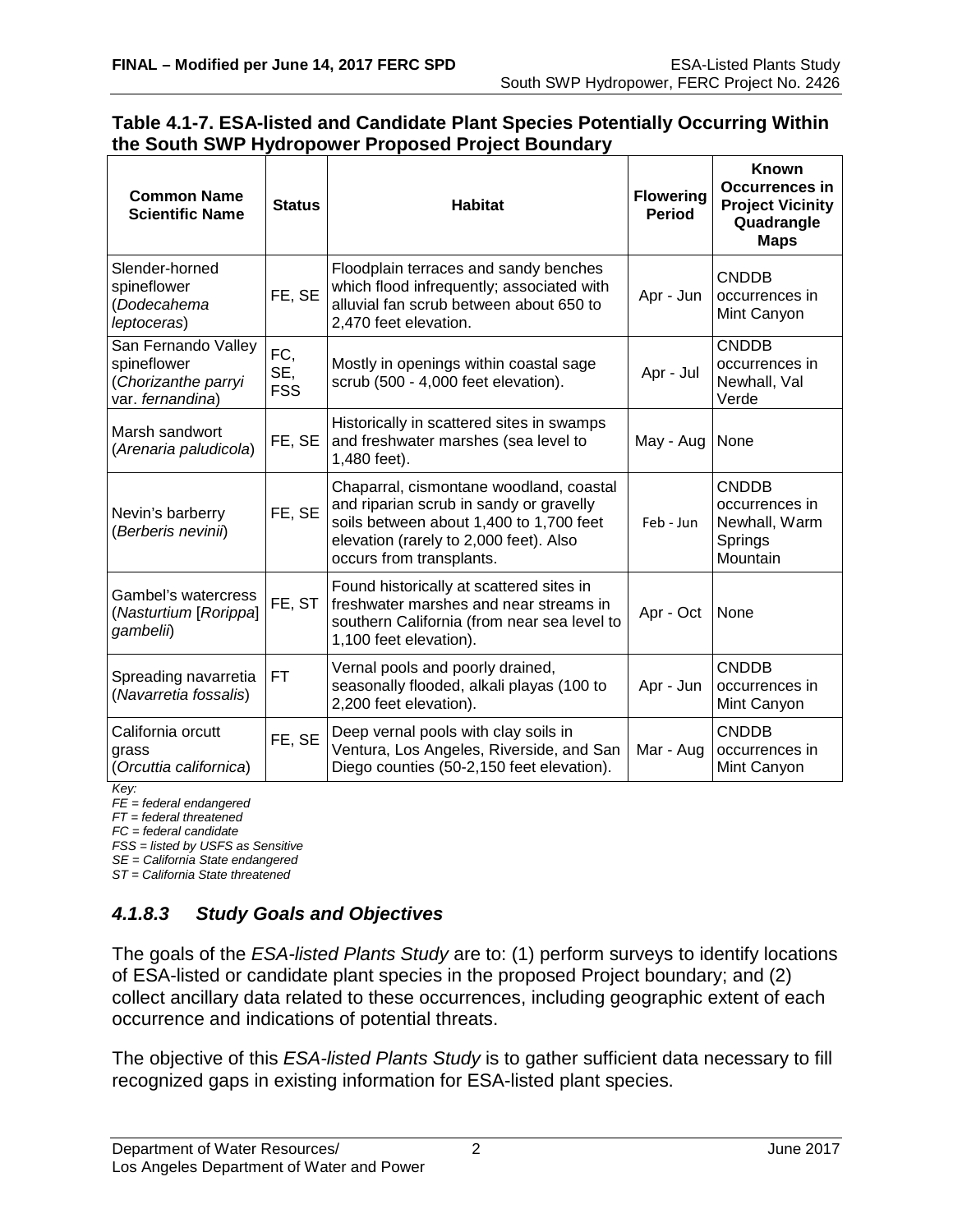**Table 4.1-7. ESA-listed and Candidate Plant Species Potentially Occurring Within the South SWP Hydropower Proposed Project Boundary**

| Common Name Scientific Name | Status | Habitat | Flowering Period | Known Occurrences in Project Vicinity Quadrangle Maps |
|---|---|---|---|---|
| Slender-horned spineflower (*Dodecahema leptoceras*) | FE, SE | Floodplain terraces and sandy benches which flood infrequently; associated with alluvial fan scrub between about 650 to 2,470 feet elevation. | Apr - Jun | CNDDB occurrences in Mint Canyon |
| San Fernando Valley spineflower (*Chorizanthe parryi* var. *fernandina*) | FC, SE, FSS | Mostly in openings within coastal sage scrub (500 - 4,000 feet elevation). | Apr - Jul | CNDDB occurrences in Newhall, Val Verde |
| Marsh sandwort (*Arenaria paludicola*) | FE, SE | Historically in scattered sites in swamps and freshwater marshes (sea level to 1,480 feet). | May - Aug | None |
| Nevin's barberry (*Berberis nevinii*) | FE, SE | Chaparral, cismontane woodland, coastal and riparian scrub in sandy or gravelly soils between about 1,400 to 1,700 feet elevation (rarely to 2,000 feet). Also occurs from transplants. | Feb - Jun | CNDDB occurrences in Newhall, Warm Springs Mountain |
| Gambel's watercress (*Nasturtium* [*Rorippa*] *gambelii*) | FE, ST | Found historically at scattered sites in freshwater marshes and near streams in southern California (from near sea level to 1,100 feet elevation). | Apr - Oct | None |
| Spreading navarretia (*Navarretia fossalis*) | FT | Vernal pools and poorly drained, seasonally flooded, alkali playas (100 to 2,200 feet elevation). | Apr - Jun | CNDDB occurrences in Mint Canyon |
| California orcutt grass (*Orcuttia californica*) | FE, SE | Deep vernal pools with clay soils in Ventura, Los Angeles, Riverside, and San Diego counties (50-2,150 feet elevation). | Mar - Aug | CNDDB occurrences in Mint Canyon |

*Key:*
*FE = federal endangered*
*FT = federal threatened*
*FC = federal candidate*
*FSS = listed by USFS as Sensitive*
*SE = California State endangered*
*ST = California State threatened*

### *4.1.8.3 Study Goals and Objectives*

The goals of the *ESA-listed Plants Study* are to: (1) perform surveys to identify locations of ESA-listed or candidate plant species in the proposed Project boundary; and (2) collect ancillary data related to these occurrences, including geographic extent of each occurrence and indications of potential threats.

The objective of this *ESA-listed Plants Study* is to gather sufficient data necessary to fill recognized gaps in existing information for ESA-listed plant species.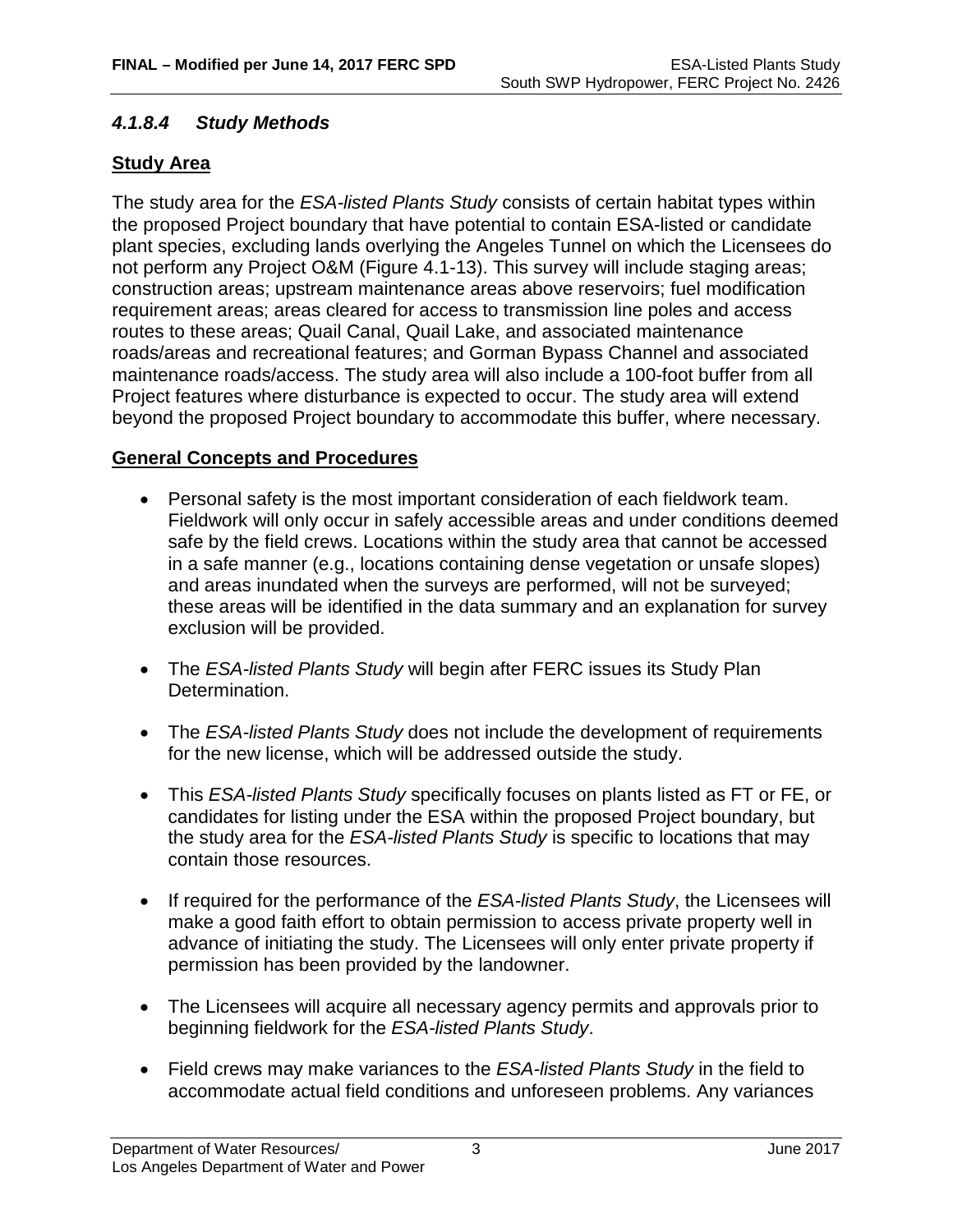#### *4.1.8.4 Study Methods*

**Study Area**

The study area for the *ESA-listed Plants Study* consists of certain habitat types within the proposed Project boundary that have potential to contain ESA-listed or candidate plant species, excluding lands overlying the Angeles Tunnel on which the Licensees do not perform any Project O&M (Figure 4.1-13). This survey will include staging areas; construction areas; upstream maintenance areas above reservoirs; fuel modification requirement areas; areas cleared for access to transmission line poles and access routes to these areas; Quail Canal, Quail Lake, and associated maintenance roads/areas and recreational features; and Gorman Bypass Channel and associated maintenance roads/access. The study area will also include a 100-foot buffer from all Project features where disturbance is expected to occur. The study area will extend beyond the proposed Project boundary to accommodate this buffer, where necessary.

**General Concepts and Procedures**

- Personal safety is the most important consideration of each fieldwork team. Fieldwork will only occur in safely accessible areas and under conditions deemed safe by the field crews. Locations within the study area that cannot be accessed in a safe manner (e.g., locations containing dense vegetation or unsafe slopes) and areas inundated when the surveys are performed, will not be surveyed; these areas will be identified in the data summary and an explanation for survey exclusion will be provided.
- The *ESA-listed Plants Study* will begin after FERC issues its Study Plan Determination.
- The *ESA-listed Plants Study* does not include the development of requirements for the new license, which will be addressed outside the study.
- This *ESA-listed Plants Study* specifically focuses on plants listed as FT or FE, or candidates for listing under the ESA within the proposed Project boundary, but the study area for the *ESA-listed Plants Study* is specific to locations that may contain those resources.
- If required for the performance of the *ESA-listed Plants Study*, the Licensees will make a good faith effort to obtain permission to access private property well in advance of initiating the study. The Licensees will only enter private property if permission has been provided by the landowner.
- The Licensees will acquire all necessary agency permits and approvals prior to beginning fieldwork for the *ESA-listed Plants Study*.
- Field crews may make variances to the *ESA-listed Plants Study* in the field to accommodate actual field conditions and unforeseen problems. Any variances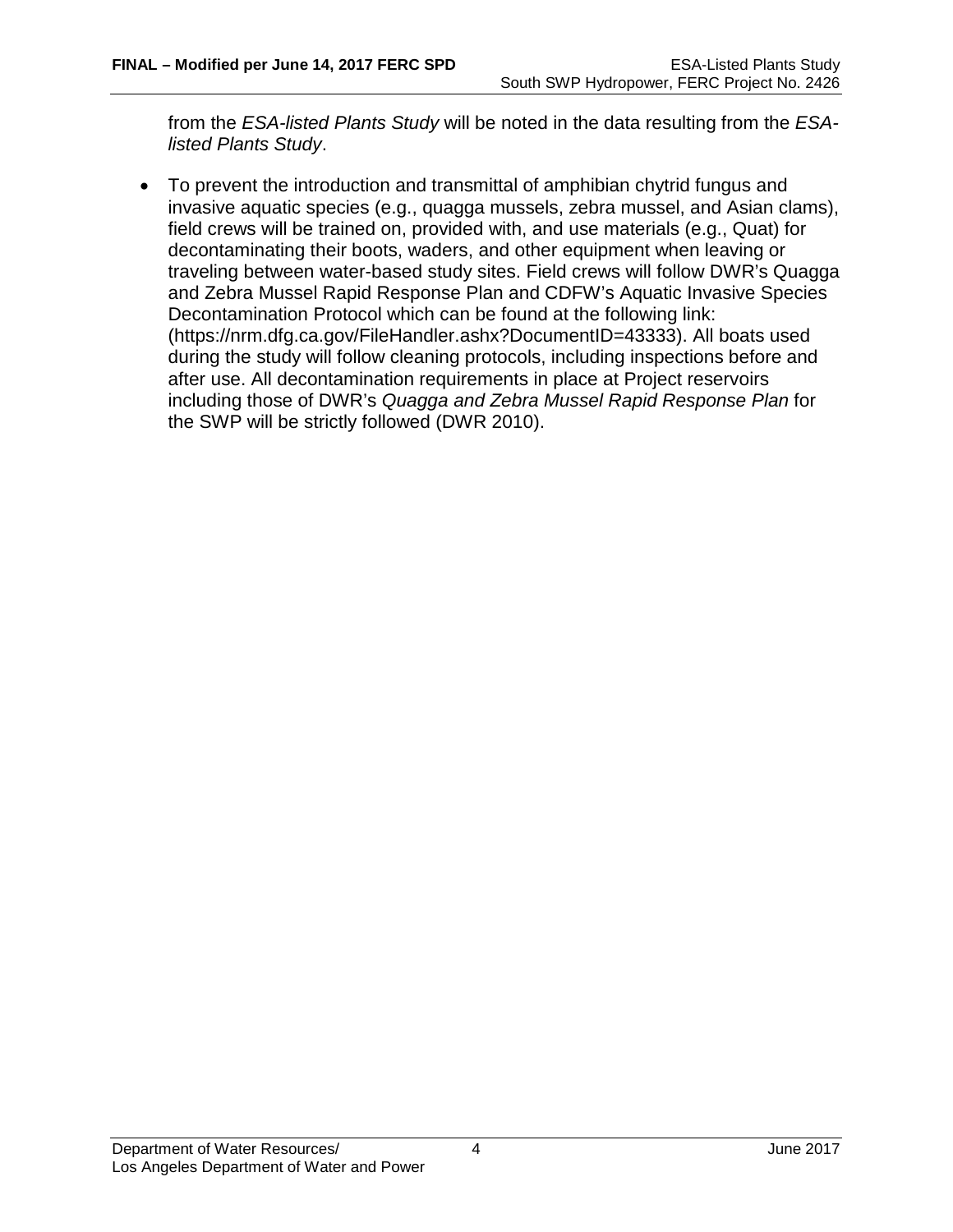from the *ESA-listed Plants Study* will be noted in the data resulting from the *ESA-listed Plants Study*.

- To prevent the introduction and transmittal of amphibian chytrid fungus and invasive aquatic species (e.g., quagga mussels, zebra mussel, and Asian clams), field crews will be trained on, provided with, and use materials (e.g., Quat) for decontaminating their boots, waders, and other equipment when leaving or traveling between water-based study sites. Field crews will follow DWR's Quagga and Zebra Mussel Rapid Response Plan and CDFW's Aquatic Invasive Species Decontamination Protocol which can be found at the following link: (https://nrm.dfg.ca.gov/FileHandler.ashx?DocumentID=43333). All boats used during the study will follow cleaning protocols, including inspections before and after use. All decontamination requirements in place at Project reservoirs including those of DWR's *Quagga and Zebra Mussel Rapid Response Plan* for the SWP will be strictly followed (DWR 2010).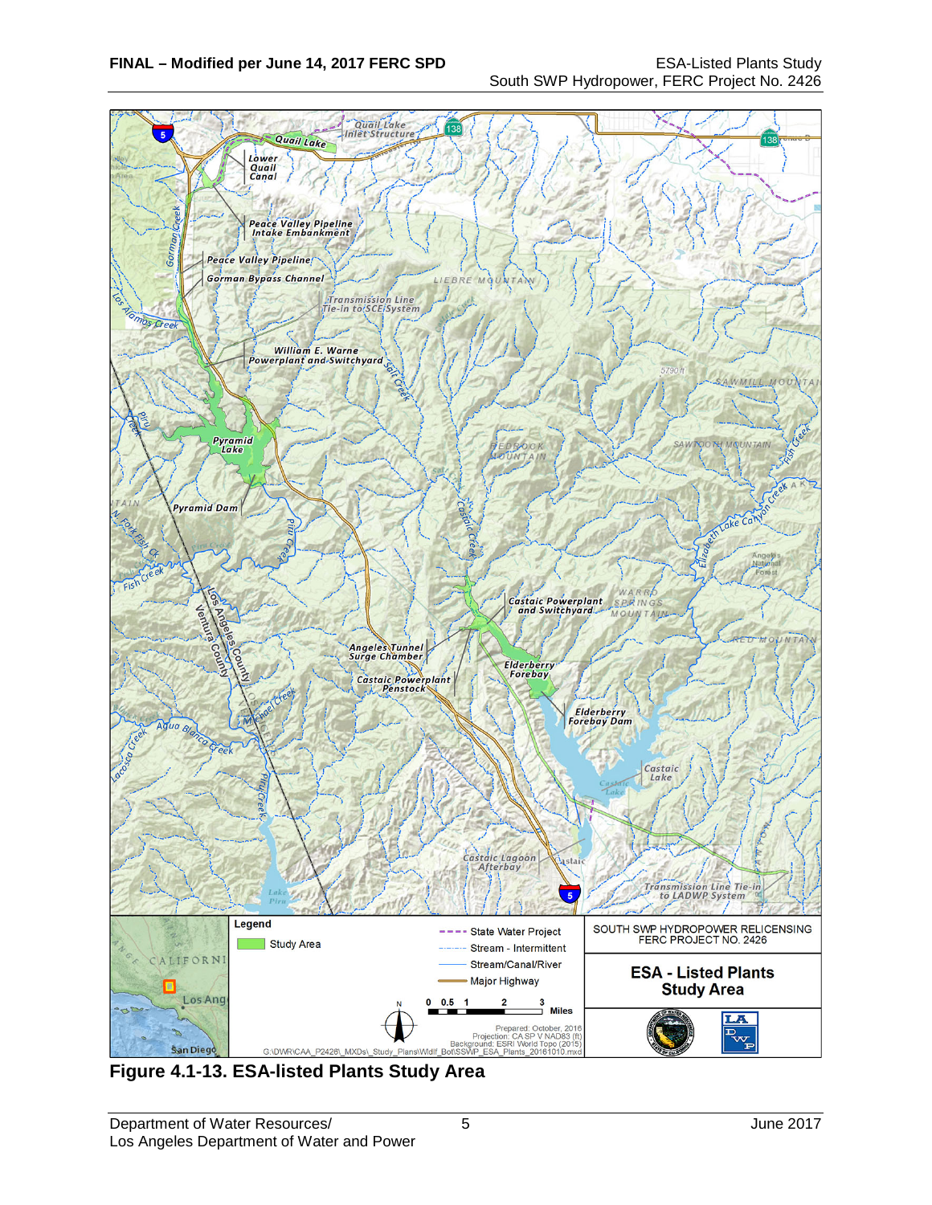Figure 4.1-13. ESA-listed Plants Study Area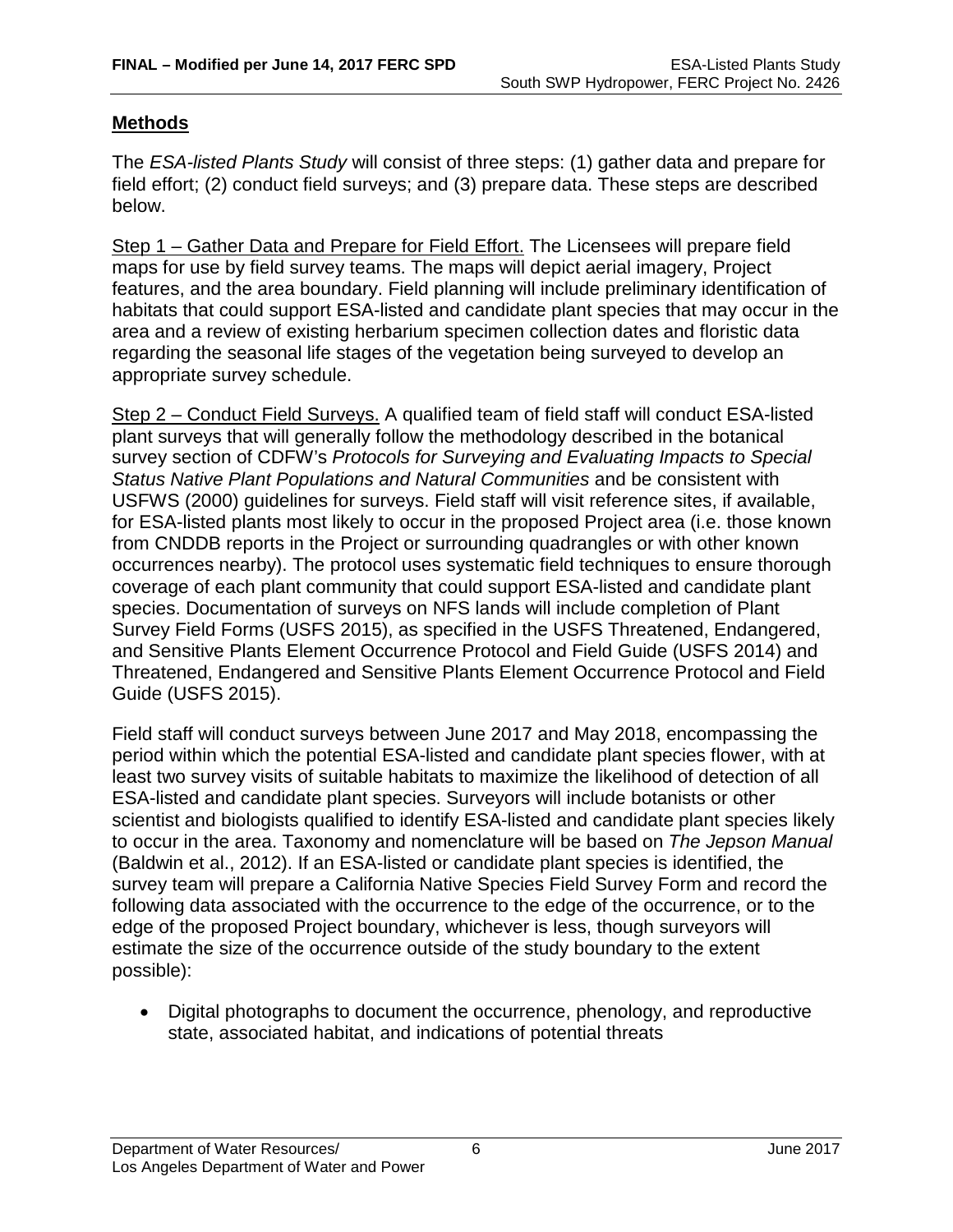## Methods

The *ESA-listed Plants Study* will consist of three steps: (1) gather data and prepare for field effort; (2) conduct field surveys; and (3) prepare data. These steps are described below.

Step 1 – Gather Data and Prepare for Field Effort. The Licensees will prepare field maps for use by field survey teams. The maps will depict aerial imagery, Project features, and the area boundary. Field planning will include preliminary identification of habitats that could support ESA-listed and candidate plant species that may occur in the area and a review of existing herbarium specimen collection dates and floristic data regarding the seasonal life stages of the vegetation being surveyed to develop an appropriate survey schedule.

Step 2 – Conduct Field Surveys. A qualified team of field staff will conduct ESA-listed plant surveys that will generally follow the methodology described in the botanical survey section of CDFW's *Protocols for Surveying and Evaluating Impacts to Special Status Native Plant Populations and Natural Communities* and be consistent with USFWS (2000) guidelines for surveys. Field staff will visit reference sites, if available, for ESA-listed plants most likely to occur in the proposed Project area (i.e. those known from CNDDB reports in the Project or surrounding quadrangles or with other known occurrences nearby). The protocol uses systematic field techniques to ensure thorough coverage of each plant community that could support ESA-listed and candidate plant species. Documentation of surveys on NFS lands will include completion of Plant Survey Field Forms (USFS 2015), as specified in the USFS Threatened, Endangered, and Sensitive Plants Element Occurrence Protocol and Field Guide (USFS 2014) and Threatened, Endangered and Sensitive Plants Element Occurrence Protocol and Field Guide (USFS 2015).

Field staff will conduct surveys between June 2017 and May 2018, encompassing the period within which the potential ESA-listed and candidate plant species flower, with at least two survey visits of suitable habitats to maximize the likelihood of detection of all ESA-listed and candidate plant species. Surveyors will include botanists or other scientist and biologists qualified to identify ESA-listed and candidate plant species likely to occur in the area. Taxonomy and nomenclature will be based on *The Jepson Manual* (Baldwin et al., 2012). If an ESA-listed or candidate plant species is identified, the survey team will prepare a California Native Species Field Survey Form and record the following data associated with the occurrence to the edge of the occurrence, or to the edge of the proposed Project boundary, whichever is less, though surveyors will estimate the size of the occurrence outside of the study boundary to the extent possible):

- Digital photographs to document the occurrence, phenology, and reproductive state, associated habitat, and indications of potential threats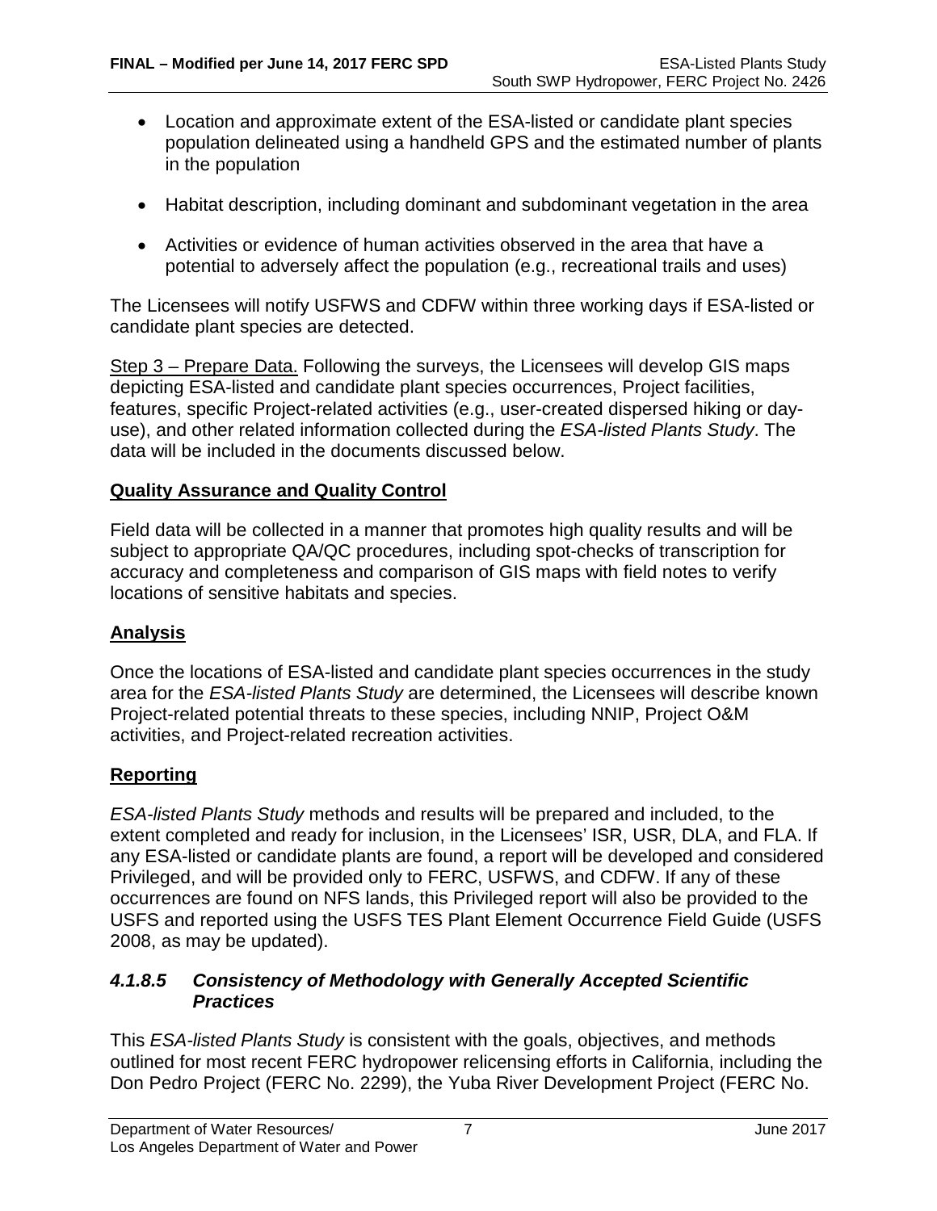- Location and approximate extent of the ESA-listed or candidate plant species population delineated using a handheld GPS and the estimated number of plants in the population
- Habitat description, including dominant and subdominant vegetation in the area
- Activities or evidence of human activities observed in the area that have a potential to adversely affect the population (e.g., recreational trails and uses)

The Licensees will notify USFWS and CDFW within three working days if ESA-listed or candidate plant species are detected.

Step 3 – Prepare Data. Following the surveys, the Licensees will develop GIS maps depicting ESA-listed and candidate plant species occurrences, Project facilities, features, specific Project-related activities (e.g., user-created dispersed hiking or day-use), and other related information collected during the *ESA-listed Plants Study*. The data will be included in the documents discussed below.

**Quality Assurance and Quality Control**

Field data will be collected in a manner that promotes high quality results and will be subject to appropriate QA/QC procedures, including spot-checks of transcription for accuracy and completeness and comparison of GIS maps with field notes to verify locations of sensitive habitats and species.

**Analysis**

Once the locations of ESA-listed and candidate plant species occurrences in the study area for the *ESA-listed Plants Study* are determined, the Licensees will describe known Project-related potential threats to these species, including NNIP, Project O&M activities, and Project-related recreation activities.

**Reporting**

*ESA-listed Plants Study* methods and results will be prepared and included, to the extent completed and ready for inclusion, in the Licensees' ISR, USR, DLA, and FLA. If any ESA-listed or candidate plants are found, a report will be developed and considered Privileged, and will be provided only to FERC, USFWS, and CDFW. If any of these occurrences are found on NFS lands, this Privileged report will also be provided to the USFS and reported using the USFS TES Plant Element Occurrence Field Guide (USFS 2008, as may be updated).

#### *4.1.8.5 Consistency of Methodology with Generally Accepted Scientific Practices*

This *ESA-listed Plants Study* is consistent with the goals, objectives, and methods outlined for most recent FERC hydropower relicensing efforts in California, including the Don Pedro Project (FERC No. 2299), the Yuba River Development Project (FERC No.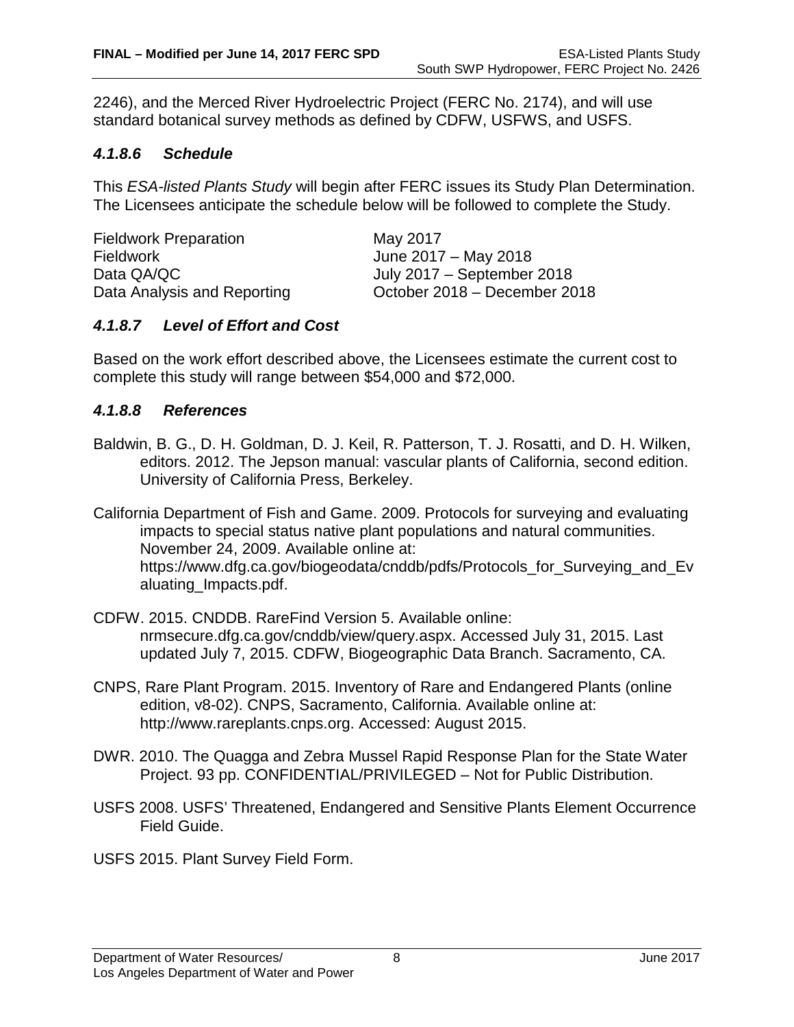2246), and the Merced River Hydroelectric Project (FERC No. 2174), and will use standard botanical survey methods as defined by CDFW, USFWS, and USFS.

#### *4.1.8.6 Schedule*

This *ESA-listed Plants Study* will begin after FERC issues its Study Plan Determination. The Licensees anticipate the schedule below will be followed to complete the Study.

| | |
|---|---|
| Fieldwork Preparation | May 2017 |
| Fieldwork | June 2017 – May 2018 |
| Data QA/QC | July 2017 – September 2018 |
| Data Analysis and Reporting | October 2018 – December 2018 |

#### *4.1.8.7 Level of Effort and Cost*

Based on the work effort described above, the Licensees estimate the current cost to complete this study will range between $54,000 and $72,000.

#### *4.1.8.8 References*

Baldwin, B. G., D. H. Goldman, D. J. Keil, R. Patterson, T. J. Rosatti, and D. H. Wilken, editors. 2012. The Jepson manual: vascular plants of California, second edition. University of California Press, Berkeley.

California Department of Fish and Game. 2009. Protocols for surveying and evaluating impacts to special status native plant populations and natural communities. November 24, 2009. Available online at: https://www.dfg.ca.gov/biogeodata/cnddb/pdfs/Protocols_for_Surveying_and_Evaluating_Impacts.pdf.

CDFW. 2015. CNDDB. RareFind Version 5. Available online: nrmsecure.dfg.ca.gov/cnddb/view/query.aspx. Accessed July 31, 2015. Last updated July 7, 2015. CDFW, Biogeographic Data Branch. Sacramento, CA.

CNPS, Rare Plant Program. 2015. Inventory of Rare and Endangered Plants (online edition, v8-02). CNPS, Sacramento, California. Available online at: http://www.rareplants.cnps.org. Accessed: August 2015.

DWR. 2010. The Quagga and Zebra Mussel Rapid Response Plan for the State Water Project. 93 pp. CONFIDENTIAL/PRIVILEGED – Not for Public Distribution.

USFS 2008. USFS' Threatened, Endangered and Sensitive Plants Element Occurrence Field Guide.

USFS 2015. Plant Survey Field Form.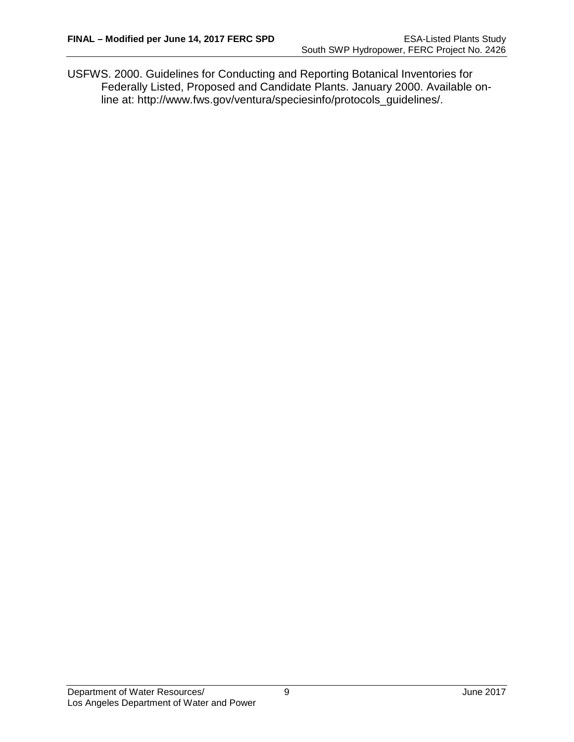USFWS. 2000. Guidelines for Conducting and Reporting Botanical Inventories for Federally Listed, Proposed and Candidate Plants. January 2000. Available on-line at: http://www.fws.gov/ventura/speciesinfo/protocols_guidelines/.